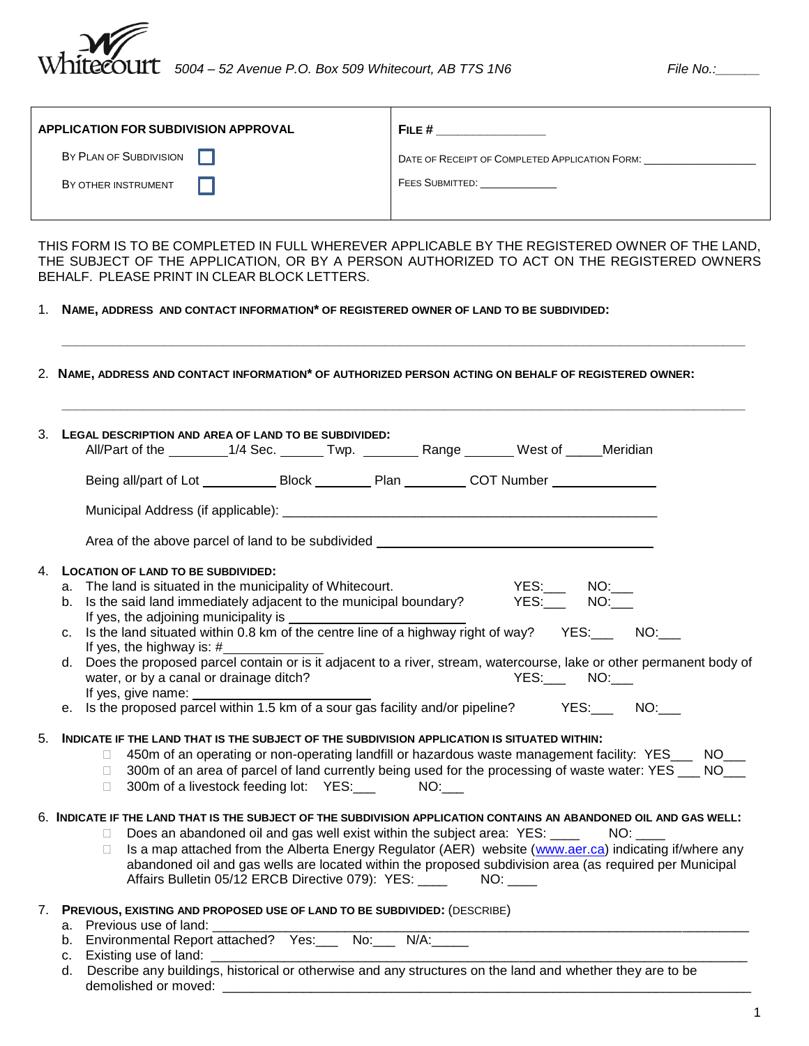Whitecourt *5004 – 52 Avenue P.O. Box 509 Whitecourt, AB T7S 1N6* *File No.:______*

| **APPLICATION FOR SUBDIVISION APPROVAL** | **FILE #** ________________ |
|---|---|
| BY PLAN OF SUBDIVISION ☐ | DATE OF RECEIPT OF COMPLETED APPLICATION FORM: __________________ |
| BY OTHER INSTRUMENT ☐ | FEES SUBMITTED: _____________ |

THIS FORM IS TO BE COMPLETED IN FULL WHEREVER APPLICABLE BY THE REGISTERED OWNER OF THE LAND, THE SUBJECT OF THE APPLICATION, OR BY A PERSON AUTHORIZED TO ACT ON THE REGISTERED OWNERS BEHALF. PLEASE PRINT IN CLEAR BLOCK LETTERS.

1. **NAME, ADDRESS AND CONTACT INFORMATION* OF REGISTERED OWNER OF LAND TO BE SUBDIVIDED:**

   ______________________________________________________________________________________

2. **NAME, ADDRESS AND CONTACT INFORMATION* OF AUTHORIZED PERSON ACTING ON BEHALF OF REGISTERED OWNER:**

   ______________________________________________________________________________________

3. **LEGAL DESCRIPTION AND AREA OF LAND TO BE SUBDIVIDED:**

   All/Part of the ________1/4 Sec. ______ Twp. ________ Range _______ West of _____Meridian

   Being all/part of Lot ___________ Block ________ Plan _________ COT Number _______________

   Municipal Address (if applicable): ______________________________________________________

   Area of the above parcel of land to be subdivided ________________________________________

4. **LOCATION OF LAND TO BE SUBDIVIDED:**
   a. The land is situated in the municipality of Whitecourt. YES:___ NO:___
   b. Is the said land immediately adjacent to the municipal boundary? YES:___ NO:___
      If yes, the adjoining municipality is _________________________
   c. Is the land situated within 0.8 km of the centre line of a highway right of way? YES:___ NO:___
      If yes, the highway is: #______________
   d. Does the proposed parcel contain or is it adjacent to a river, stream, watercourse, lake or other permanent body of water, or by a canal or drainage ditch? YES:___ NO:___
      If yes, give name: _________________________
   e. Is the proposed parcel within 1.5 km of a sour gas facility and/or pipeline? YES:___ NO:___

5. **INDICATE IF THE LAND THAT IS THE SUBJECT OF THE SUBDIVISION APPLICATION IS SITUATED WITHIN:**
   - ☐ 450m of an operating or non-operating landfill or hazardous waste management facility: YES___ NO___
   - ☐ 300m of an area of parcel of land currently being used for the processing of waste water: YES ___ NO___
   - ☐ 300m of a livestock feeding lot: YES:___ NO:___

6. **INDICATE IF THE LAND THAT IS THE SUBJECT OF THE SUBDIVISION APPLICATION CONTAINS AN ABANDONED OIL AND GAS WELL:**
   - ☐ Does an abandoned oil and gas well exist within the subject area: YES: ____ NO: ____
   - ☐ Is a map attached from the Alberta Energy Regulator (AER) website (www.aer.ca) indicating if/where any abandoned oil and gas wells are located within the proposed subdivision area (as required per Municipal Affairs Bulletin 05/12 ERCB Directive 079): YES: ____ NO: ____

7. **PREVIOUS, EXISTING AND PROPOSED USE OF LAND TO BE SUBDIVIDED:** (DESCRIBE)
   a. Previous use of land: ______________________________________________________________
   b. Environmental Report attached? Yes:___ No:___ N/A:_____
   c. Existing use of land: ______________________________________________________________
   d. Describe any buildings, historical or otherwise and any structures on the land and whether they are to be demolished or moved: ______________________________________________________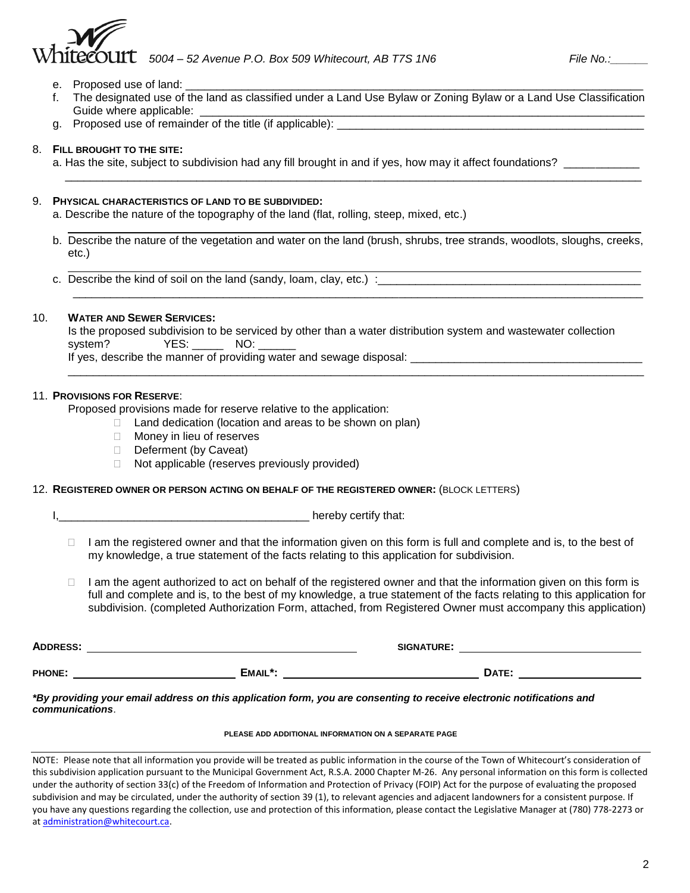5004 – 52 Avenue P.O. Box 509 Whitecourt, AB T7S 1N6 File No.:______

e. Proposed use of land: ____________________________________________________________________________
f. The designated use of the land as classified under a Land Use Bylaw or Zoning Bylaw or a Land Use Classification Guide where applicable: ______________________________________________________________________
g. Proposed use of remainder of the title (if applicable): ____________________________________________________

8. **FILL BROUGHT TO THE SITE:**
   a. Has the site, subject to subdivision had any fill brought in and if yes, how may it affect foundations? ____________
   ________________________________________________________________________________________________

9. **PHYSICAL CHARACTERISTICS OF LAND TO BE SUBDIVIDED:**
   a. Describe the nature of the topography of the land (flat, rolling, steep, mixed, etc.)
   ________________________________________________________________________________________________
   b. Describe the nature of the vegetation and water on the land (brush, shrubs, tree strands, woodlots, sloughs, creeks, etc.)
   ________________________________________________________________________________________________
   c. Describe the kind of soil on the land (sandy, loam, clay, etc.) :____________________________________________
   ________________________________________________________________________________________________

10. **WATER AND SEWER SERVICES:**
    Is the proposed subdivision to be serviced by other than a water distribution system and wastewater collection system? YES: _____ NO: ______
    If yes, describe the manner of providing water and sewage disposal: _____________________________________
    ________________________________________________________________________________________________

11. **PROVISIONS FOR RESERVE**:
    Proposed provisions made for reserve relative to the application:
    - ☐ Land dedication (location and areas to be shown on plan)
    - ☐ Money in lieu of reserves
    - ☐ Deferment (by Caveat)
    - ☐ Not applicable (reserves previously provided)

12. **REGISTERED OWNER OR PERSON ACTING ON BEHALF OF THE REGISTERED OWNER:** (BLOCK LETTERS)

    I,________________________________________ hereby certify that:

    - ☐ I am the registered owner and that the information given on this form is full and complete and is, to the best of my knowledge, a true statement of the facts relating to this application for subdivision.
    - ☐ I am the agent authorized to act on behalf of the registered owner and that the information given on this form is full and complete and is, to the best of my knowledge, a true statement of the facts relating to this application for subdivision. (completed Authorization Form, attached, from Registered Owner must accompany this application)

**ADDRESS:** ____________________________________________ **SIGNATURE:** ______________________________

**PHONE:** ___________________________ **EMAIL*:** ________________________________ **DATE:** ____________________

***By providing your email address on this application form, you are consenting to receive electronic notifications and communications**.

**PLEASE ADD ADDITIONAL INFORMATION ON A SEPARATE PAGE**

NOTE: Please note that all information you provide will be treated as public information in the course of the Town of Whitecourt's consideration of this subdivision application pursuant to the Municipal Government Act, R.S.A. 2000 Chapter M-26. Any personal information on this form is collected under the authority of section 33(c) of the Freedom of Information and Protection of Privacy (FOIP) Act for the purpose of evaluating the proposed subdivision and may be circulated, under the authority of section 39 (1), to relevant agencies and adjacent landowners for a consistent purpose. If you have any questions regarding the collection, use and protection of this information, please contact the Legislative Manager at (780) 778-2273 or at administration@whitecourt.ca.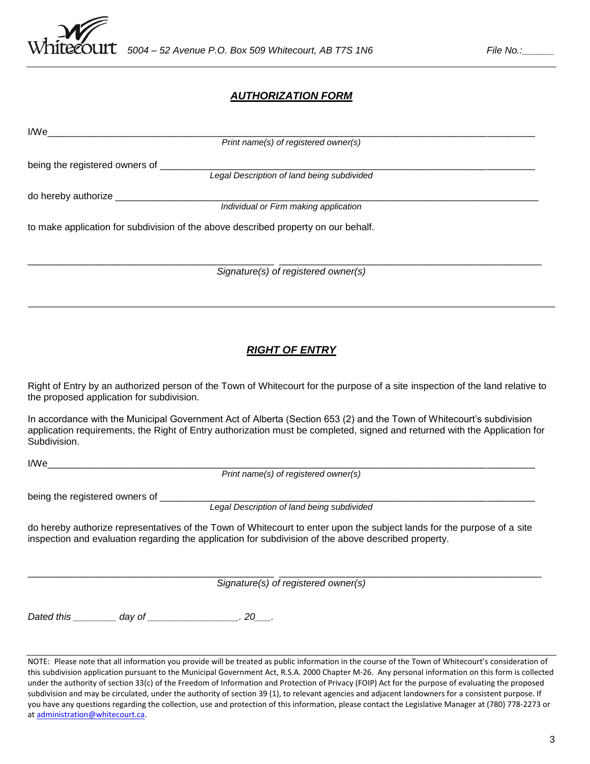Whitecourt 5004 – 52 Avenue P.O. Box 509 Whitecourt, AB T7S 1N6 File No.:______

## ***AUTHORIZATION FORM***

I/We_______________________________________________________________________________________
*Print name(s) of registered owner(s)*

being the registered owners of __________________________________________________________________
*Legal Description of land being subdivided*

do hereby authorize ___________________________________________________________________________
*Individual or Firm making application*

to make application for subdivision of the above described property on our behalf.

_______________________________________________ _______________________________________________
*Signature(s) of registered owner(s)*

---

## ***RIGHT OF ENTRY***

Right of Entry by an authorized person of the Town of Whitecourt for the purpose of a site inspection of the land relative to the proposed application for subdivision.

In accordance with the Municipal Government Act of Alberta (Section 653 (2) and the Town of Whitecourt's subdivision application requirements, the Right of Entry authorization must be completed, signed and returned with the Application for Subdivision.

I/We_______________________________________________________________________________________
*Print name(s) of registered owner(s)*

being the registered owners of __________________________________________________________________
*Legal Description of land being subdivided*

do hereby authorize representatives of the Town of Whitecourt to enter upon the subject lands for the purpose of a site inspection and evaluation regarding the application for subdivision of the above described property.

_______________________________________________ _______________________________________________
*Signature(s) of registered owner(s)*

*Dated this ________ day of _________________. 20___.*

NOTE: Please note that all information you provide will be treated as public information in the course of the Town of Whitecourt's consideration of this subdivision application pursuant to the Municipal Government Act, R.S.A. 2000 Chapter M-26. Any personal information on this form is collected under the authority of section 33(c) of the Freedom of Information and Protection of Privacy (FOIP) Act for the purpose of evaluating the proposed subdivision and may be circulated, under the authority of section 39 (1), to relevant agencies and adjacent landowners for a consistent purpose. If you have any questions regarding the collection, use and protection of this information, please contact the Legislative Manager at (780) 778-2273 or at administration@whitecourt.ca.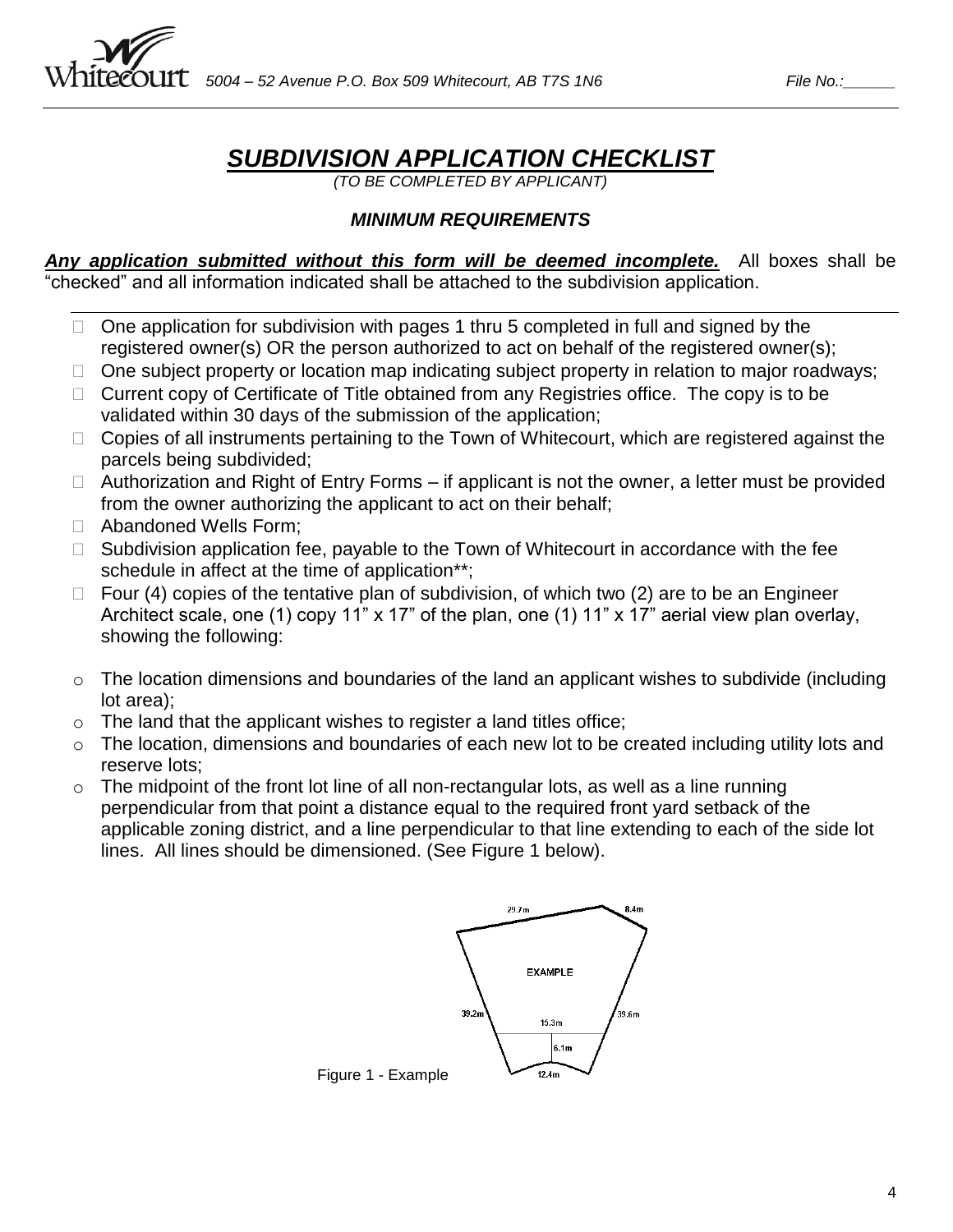5004 – 52 Avenue P.O. Box 509 Whitecourt, AB T7S 1N6 File No.:______

# ***SUBDIVISION APPLICATION CHECKLIST***

*(TO BE COMPLETED BY APPLICANT)*

### *MINIMUM REQUIREMENTS*

***Any application submitted without this form will be deemed incomplete.*** All boxes shall be "checked" and all information indicated shall be attached to the subdivision application.

- ☐ One application for subdivision with pages 1 thru 5 completed in full and signed by the registered owner(s) OR the person authorized to act on behalf of the registered owner(s);
- ☐ One subject property or location map indicating subject property in relation to major roadways;
- ☐ Current copy of Certificate of Title obtained from any Registries office. The copy is to be validated within 30 days of the submission of the application;
- ☐ Copies of all instruments pertaining to the Town of Whitecourt, which are registered against the parcels being subdivided;
- ☐ Authorization and Right of Entry Forms – if applicant is not the owner, a letter must be provided from the owner authorizing the applicant to act on their behalf;
- ☐ Abandoned Wells Form;
- ☐ Subdivision application fee, payable to the Town of Whitecourt in accordance with the fee schedule in affect at the time of application**;
- ☐ Four (4) copies of the tentative plan of subdivision, of which two (2) are to be an Engineer Architect scale, one (1) copy 11" x 17" of the plan, one (1) 11" x 17" aerial view plan overlay, showing the following:

  - The location dimensions and boundaries of the land an applicant wishes to subdivide (including lot area);
  - The land that the applicant wishes to register a land titles office;
  - The location, dimensions and boundaries of each new lot to be created including utility lots and reserve lots;
  - The midpoint of the front lot line of all non-rectangular lots, as well as a line running perpendicular from that point a distance equal to the required front yard setback of the applicable zoning district, and a line perpendicular to that line extending to each of the side lot lines. All lines should be dimensioned. (See Figure 1 below).

Figure 1 - Example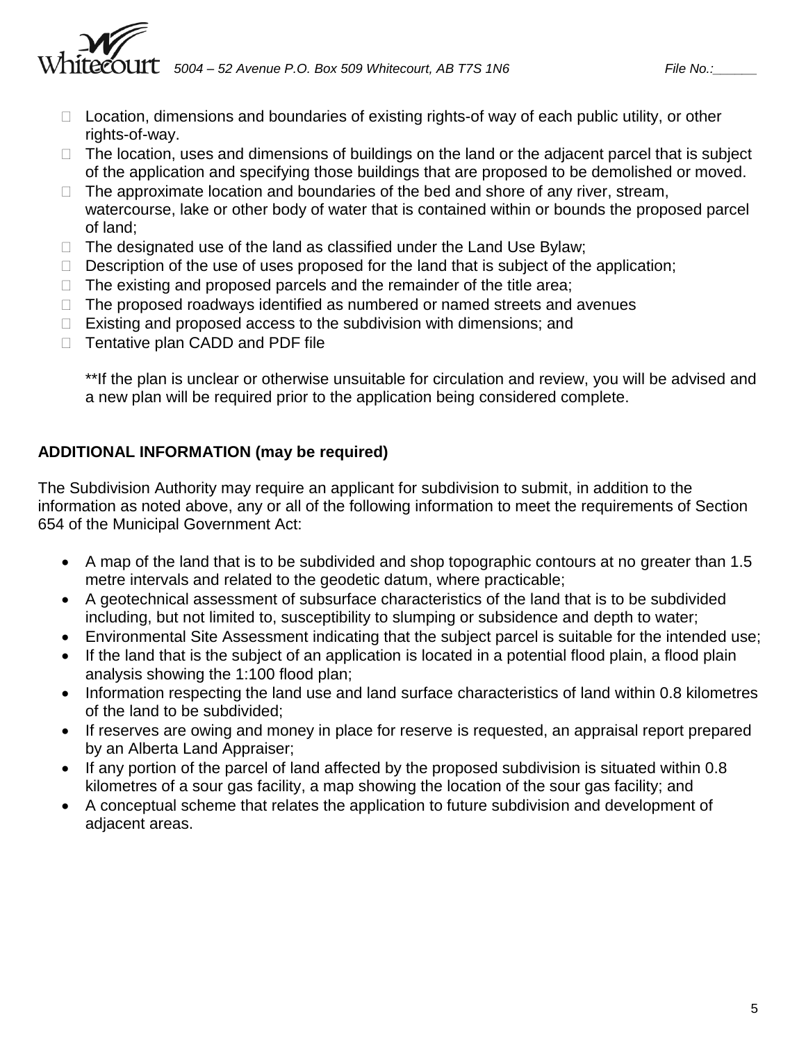- Location, dimensions and boundaries of existing rights-of way of each public utility, or other rights-of-way.
- The location, uses and dimensions of buildings on the land or the adjacent parcel that is subject of the application and specifying those buildings that are proposed to be demolished or moved.
- The approximate location and boundaries of the bed and shore of any river, stream, watercourse, lake or other body of water that is contained within or bounds the proposed parcel of land;
- The designated use of the land as classified under the Land Use Bylaw;
- Description of the use of uses proposed for the land that is subject of the application;
- The existing and proposed parcels and the remainder of the title area;
- The proposed roadways identified as numbered or named streets and avenues
- Existing and proposed access to the subdivision with dimensions; and
- Tentative plan CADD and PDF file

**If the plan is unclear or otherwise unsuitable for circulation and review, you will be advised and a new plan will be required prior to the application being considered complete.

**ADDITIONAL INFORMATION (may be required)**

The Subdivision Authority may require an applicant for subdivision to submit, in addition to the information as noted above, any or all of the following information to meet the requirements of Section 654 of the Municipal Government Act:

- A map of the land that is to be subdivided and shop topographic contours at no greater than 1.5 metre intervals and related to the geodetic datum, where practicable;
- A geotechnical assessment of subsurface characteristics of the land that is to be subdivided including, but not limited to, susceptibility to slumping or subsidence and depth to water;
- Environmental Site Assessment indicating that the subject parcel is suitable for the intended use;
- If the land that is the subject of an application is located in a potential flood plain, a flood plain analysis showing the 1:100 flood plan;
- Information respecting the land use and land surface characteristics of land within 0.8 kilometres of the land to be subdivided;
- If reserves are owing and money in place for reserve is requested, an appraisal report prepared by an Alberta Land Appraiser;
- If any portion of the parcel of land affected by the proposed subdivision is situated within 0.8 kilometres of a sour gas facility, a map showing the location of the sour gas facility; and
- A conceptual scheme that relates the application to future subdivision and development of adjacent areas.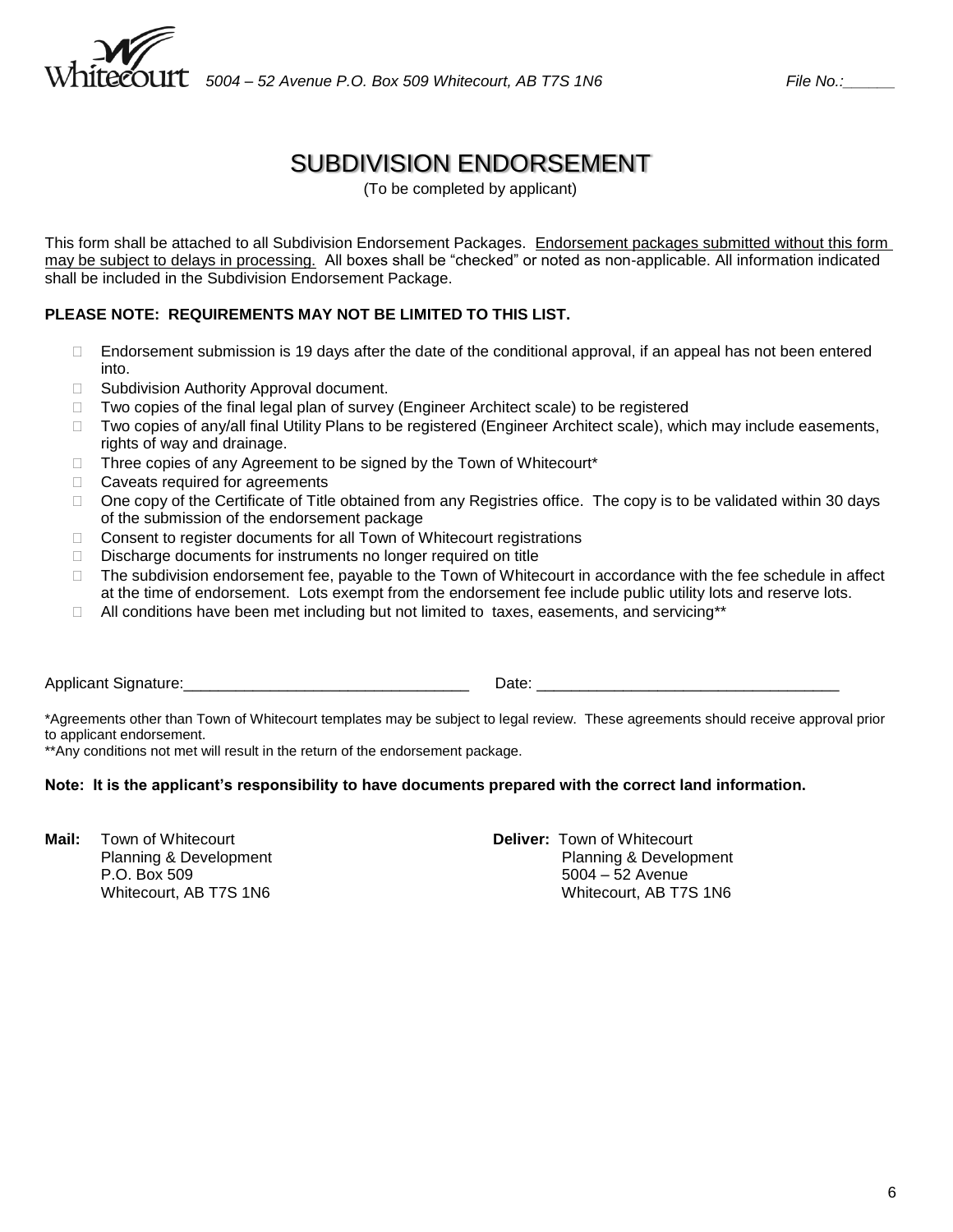Whitecourt *5004 – 52 Avenue P.O. Box 509 Whitecourt, AB T7S 1N6* *File No.:______*

# SUBDIVISION ENDORSEMENT

(To be completed by applicant)

This form shall be attached to all Subdivision Endorsement Packages. Endorsement packages submitted without this form may be subject to delays in processing. All boxes shall be "checked" or noted as non-applicable. All information indicated shall be included in the Subdivision Endorsement Package.

**PLEASE NOTE: REQUIREMENTS MAY NOT BE LIMITED TO THIS LIST.**

- ☐ Endorsement submission is 19 days after the date of the conditional approval, if an appeal has not been entered into.
- ☐ Subdivision Authority Approval document.
- ☐ Two copies of the final legal plan of survey (Engineer Architect scale) to be registered
- ☐ Two copies of any/all final Utility Plans to be registered (Engineer Architect scale), which may include easements, rights of way and drainage.
- ☐ Three copies of any Agreement to be signed by the Town of Whitecourt*
- ☐ Caveats required for agreements
- ☐ One copy of the Certificate of Title obtained from any Registries office. The copy is to be validated within 30 days of the submission of the endorsement package
- ☐ Consent to register documents for all Town of Whitecourt registrations
- ☐ Discharge documents for instruments no longer required on title
- ☐ The subdivision endorsement fee, payable to the Town of Whitecourt in accordance with the fee schedule in affect at the time of endorsement. Lots exempt from the endorsement fee include public utility lots and reserve lots.
- ☐ All conditions have been met including but not limited to taxes, easements, and servicing**

Applicant Signature:_________________________________ Date: ___________________________________

*Agreements other than Town of Whitecourt templates may be subject to legal review. These agreements should receive approval prior to applicant endorsement.
**Any conditions not met will result in the return of the endorsement package.

**Note: It is the applicant's responsibility to have documents prepared with the correct land information.**

**Mail:** Town of Whitecourt
Planning & Development
P.O. Box 509
Whitecourt, AB T7S 1N6

**Deliver:** Town of Whitecourt
Planning & Development
5004 – 52 Avenue
Whitecourt, AB T7S 1N6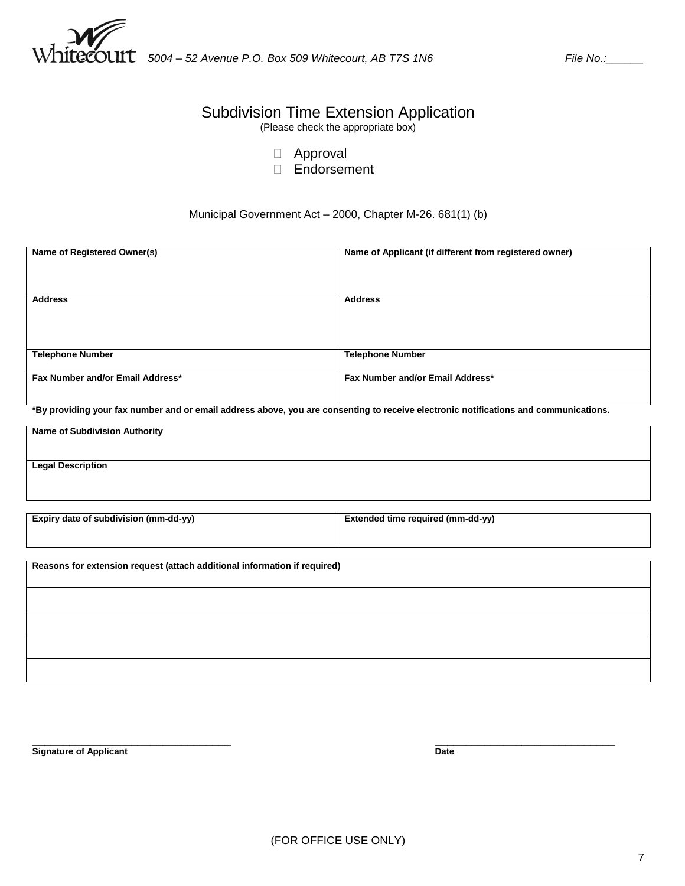Whitecourt 5004 – 52 Avenue P.O. Box 509 Whitecourt, AB T7S 1N6 File No.:______

# Subdivision Time Extension Application

(Please check the appropriate box)

- ☐ Approval
- ☐ Endorsement

Municipal Government Act – 2000, Chapter M-26. 681(1) (b)

| **Name of Registered Owner(s)** | **Name of Applicant (if different from registered owner)** |
|---|---|
| **Address** | **Address** |
| **Telephone Number** | **Telephone Number** |
| **Fax Number and/or Email Address*** | **Fax Number and/or Email Address*** |

**\*By providing your fax number and or email address above, you are consenting to receive electronic notifications and communications.**

| **Name of Subdivision Authority** |
|---|
| **Legal Description** |

| **Expiry date of subdivision (mm-dd-yy)** | **Extended time required (mm-dd-yy)** |
|---|---|
| | |

| **Reasons for extension request (attach additional information if required)** |
|---|
| |
| |
| |
| |

_____________________________________ **Signature of Applicant**

_________________________________ **Date**

(FOR OFFICE USE ONLY)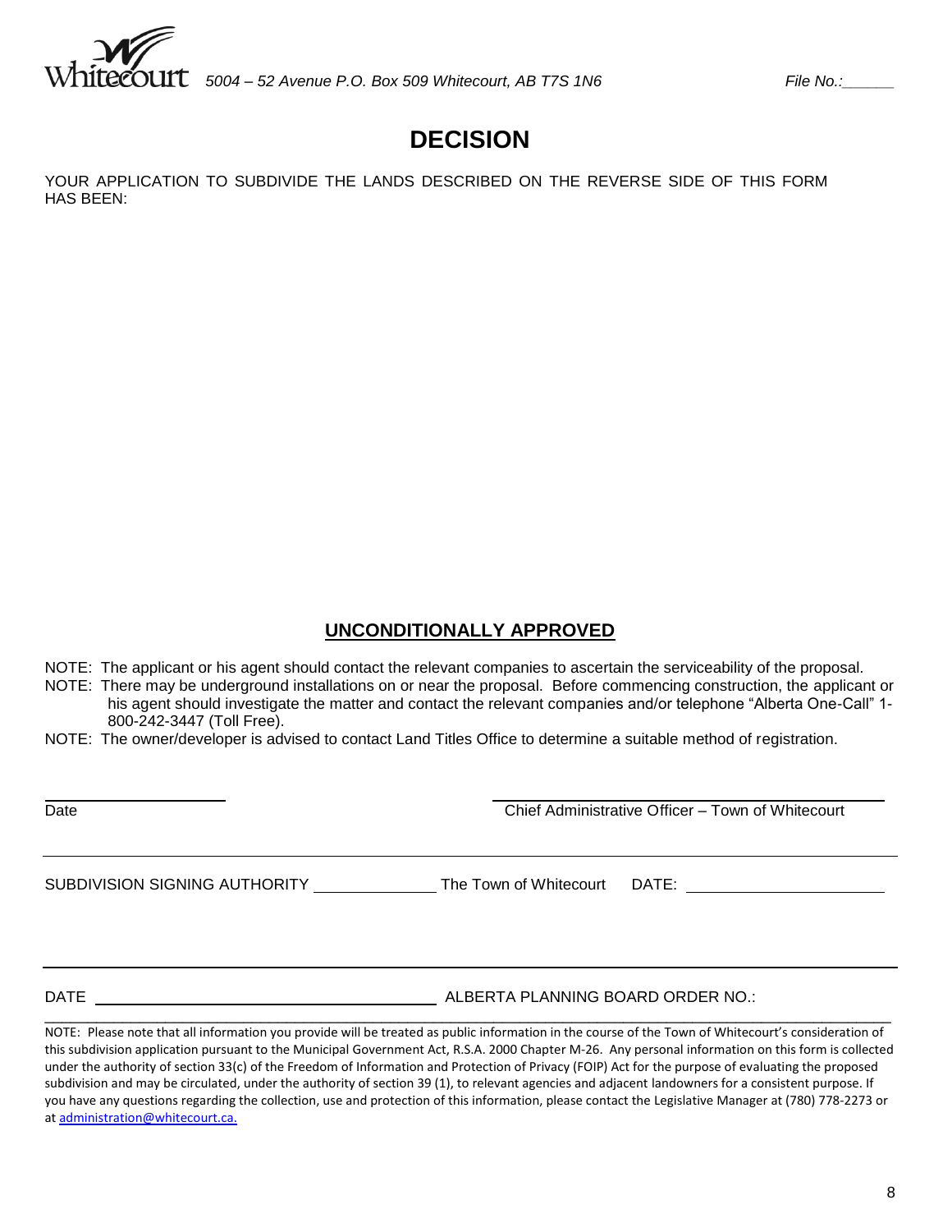Whitecourt *5004 – 52 Avenue P.O. Box 509 Whitecourt, AB T7S 1N6* *File No.:______*

# DECISION

YOUR APPLICATION TO SUBDIVIDE THE LANDS DESCRIBED ON THE REVERSE SIDE OF THIS FORM HAS BEEN:

## **UNCONDITIONALLY APPROVED**

NOTE: The applicant or his agent should contact the relevant companies to ascertain the serviceability of the proposal.

NOTE: There may be underground installations on or near the proposal. Before commencing construction, the applicant or his agent should investigate the matter and contact the relevant companies and/or telephone "Alberta One-Call" 1-800-242-3447 (Toll Free).

NOTE: The owner/developer is advised to contact Land Titles Office to determine a suitable method of registration.

\_\_\_\_\_\_\_\_\_\_\_\_\_\_\_\_\_\_\_\_ \_\_\_\_\_\_\_\_\_\_\_\_\_\_\_\_\_\_\_\_\_\_\_\_\_\_\_\_\_\_\_\_\_\_\_\_\_\_\_\_\_\_\_\_

Date Chief Administrative Officer – Town of Whitecourt

SUBDIVISION SIGNING AUTHORITY \_\_\_\_\_\_\_\_\_\_\_\_\_\_ The Town of Whitecourt DATE: \_\_\_\_\_\_\_\_\_\_\_\_\_\_\_\_\_\_\_\_\_\_

DATE \_\_\_\_\_\_\_\_\_\_\_\_\_\_\_\_\_\_\_\_\_\_\_\_\_\_\_\_\_\_\_\_\_\_\_\_\_\_\_\_ ALBERTA PLANNING BOARD ORDER NO.:

NOTE: Please note that all information you provide will be treated as public information in the course of the Town of Whitecourt's consideration of this subdivision application pursuant to the Municipal Government Act, R.S.A. 2000 Chapter M-26. Any personal information on this form is collected under the authority of section 33(c) of the Freedom of Information and Protection of Privacy (FOIP) Act for the purpose of evaluating the proposed subdivision and may be circulated, under the authority of section 39 (1), to relevant agencies and adjacent landowners for a consistent purpose. If you have any questions regarding the collection, use and protection of this information, please contact the Legislative Manager at (780) 778-2273 or at administration@whitecourt.ca.